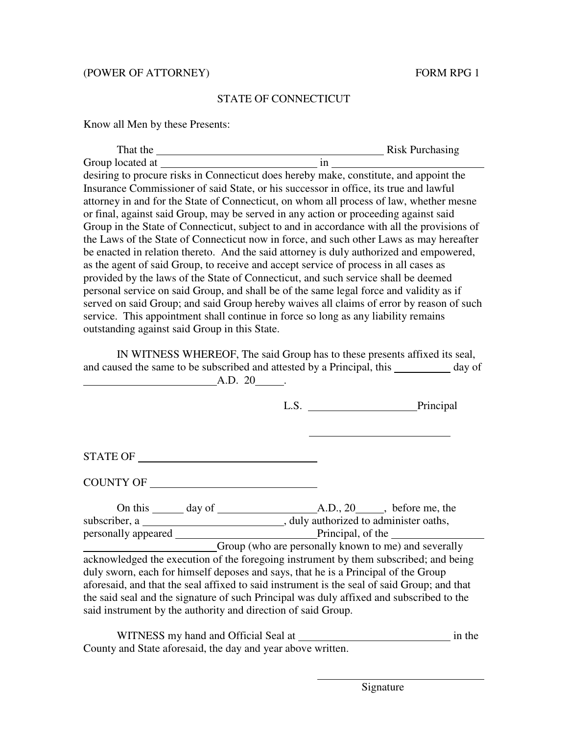(POWER OF ATTORNEY) FORM RPG 1

STATE OF CONNECTICUT

Know all Men by these Presents:

That the ____________________________________________ Risk Purchasing Group located at ______________________________ in ____________________________ desiring to procure risks in Connecticut does hereby make, constitute, and appoint the Insurance Commissioner of said State, or his successor in office, its true and lawful attorney in and for the State of Connecticut, on whom all process of law, whether mesne or final, against said Group, may be served in any action or proceeding against said Group in the State of Connecticut, subject to and in accordance with all the provisions of the Laws of the State of Connecticut now in force, and such other Laws as may hereafter be enacted in relation thereto. And the said attorney is duly authorized and empowered, as the agent of said Group, to receive and accept service of process in all cases as provided by the laws of the State of Connecticut, and such service shall be deemed personal service on said Group, and shall be of the same legal force and validity as if served on said Group; and said Group hereby waives all claims of error by reason of such service. This appointment shall continue in force so long as any liability remains outstanding against said Group in this State.

IN WITNESS WHEREOF, The said Group has to these presents affixed its seal, and caused the same to be subscribed and attested by a Principal, this __________ day of ________________________ A.D. 20_____.

L.S. ____________________ Principal

__________________________

STATE OF ___________________________________

COUNTY OF _______________________________

On this ______ day of __________________ A.D., 20_____, before me, the subscriber, a __________________________, duly authorized to administer oaths, personally appeared __________________________ Principal, of the ________________ ________________________ Group (who are personally known to me) and severally acknowledged the execution of the foregoing instrument by them subscribed; and being duly sworn, each for himself deposes and says, that he is a Principal of the Group aforesaid, and that the seal affixed to said instrument is the seal of said Group; and that the said seal and the signature of such Principal was duly affixed and subscribed to the said instrument by the authority and direction of said Group.

WITNESS my hand and Official Seal at ____________________________ in the County and State aforesaid, the day and year above written.

____________________________

Signature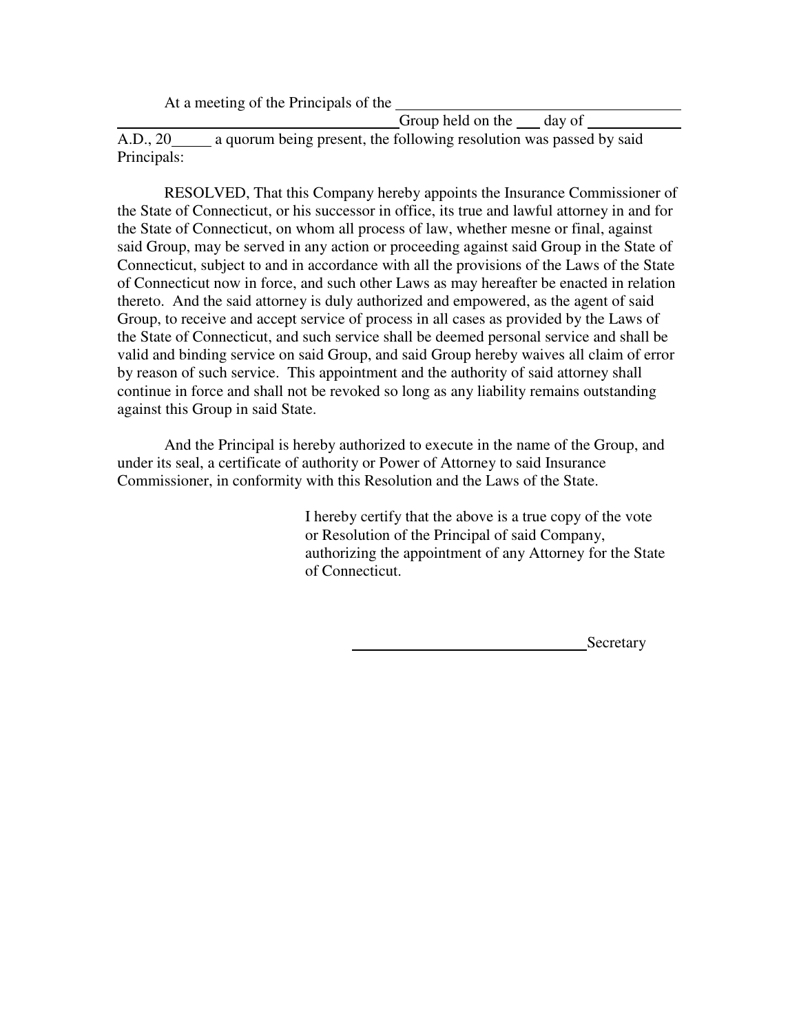At a meeting of the Principals of the ________________________________________ ________________________________________ Group held on the ___ day of ____________ A.D., 20_____ a quorum being present, the following resolution was passed by said Principals:

RESOLVED, That this Company hereby appoints the Insurance Commissioner of the State of Connecticut, or his successor in office, its true and lawful attorney in and for the State of Connecticut, on whom all process of law, whether mesne or final, against said Group, may be served in any action or proceeding against said Group in the State of Connecticut, subject to and in accordance with all the provisions of the Laws of the State of Connecticut now in force, and such other Laws as may hereafter be enacted in relation thereto. And the said attorney is duly authorized and empowered, as the agent of said Group, to receive and accept service of process in all cases as provided by the Laws of the State of Connecticut, and such service shall be deemed personal service and shall be valid and binding service on said Group, and said Group hereby waives all claim of error by reason of such service. This appointment and the authority of said attorney shall continue in force and shall not be revoked so long as any liability remains outstanding against this Group in said State.

And the Principal is hereby authorized to execute in the name of the Group, and under its seal, a certificate of authority or Power of Attorney to said Insurance Commissioner, in conformity with this Resolution and the Laws of the State.

I hereby certify that the above is a true copy of the vote or Resolution of the Principal of said Company, authorizing the appointment of any Attorney for the State of Connecticut.

______________________________ Secretary